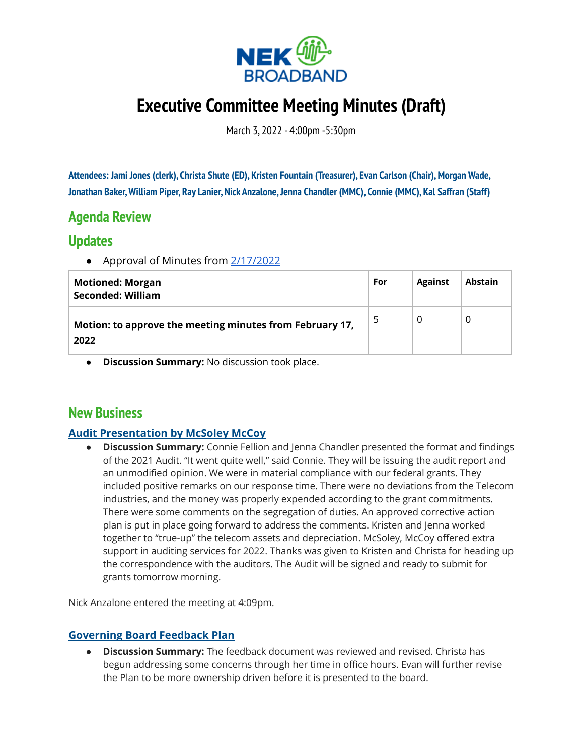# Executive Committee Meeting Minutes (Draft)

March 3, 2022 - 4:00pm -5:30pm

**Attendees: Jami Jones (clerk), Christa Shute (ED), Kristen Fountain (Treasurer), Evan Carlson (Chair), Morgan Wade, Jonathan Baker, William Piper, Ray Lanier, Nick Anzalone, Jenna Chandler (MMC), Connie (MMC), Kal Saffran (Staff)**

## Agenda Review

## Updates

- Approval of Minutes from 2/17/2022

| **Motioned: Morgan**<br>**Seconded: William** | **For** | **Against** | **Abstain** |
|---|---|---|---|
| **Motion: to approve the meeting minutes from February 17, 2022** | 5 | 0 | 0 |

- **Discussion Summary:** No discussion took place.

## New Business

### Audit Presentation by McSoley McCoy

- **Discussion Summary:** Connie Fellion and Jenna Chandler presented the format and findings of the 2021 Audit. "It went quite well," said Connie. They will be issuing the audit report and an unmodified opinion. We were in material compliance with our federal grants. They included positive remarks on our response time. There were no deviations from the Telecom industries, and the money was properly expended according to the grant commitments. There were some comments on the segregation of duties. An approved corrective action plan is put in place going forward to address the comments. Kristen and Jenna worked together to "true-up" the telecom assets and depreciation. McSoley, McCoy offered extra support in auditing services for 2022. Thanks was given to Kristen and Christa for heading up the correspondence with the auditors. The Audit will be signed and ready to submit for grants tomorrow morning.

Nick Anzalone entered the meeting at 4:09pm.

### Governing Board Feedback Plan

- **Discussion Summary:** The feedback document was reviewed and revised. Christa has begun addressing some concerns through her time in office hours. Evan will further revise the Plan to be more ownership driven before it is presented to the board.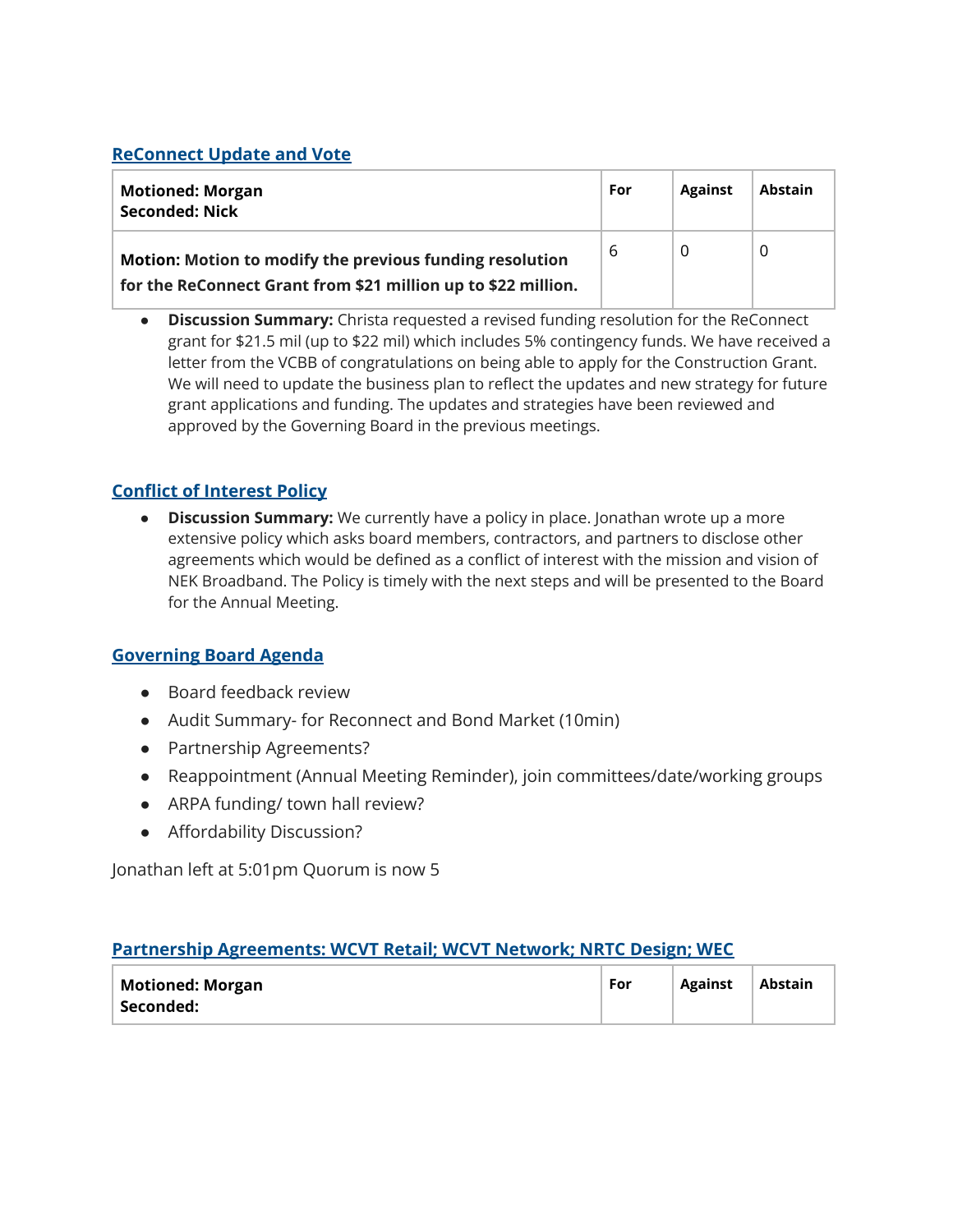## ReConnect Update and Vote

| Motioned: Morgan<br>Seconded: Nick | For | Against | Abstain |
|---|---|---|---|
| **Motion: Motion to modify the previous funding resolution for the ReConnect Grant from $21 million up to $22 million.** | 6 | 0 | 0 |

- **Discussion Summary:** Christa requested a revised funding resolution for the ReConnect grant for $21.5 mil (up to $22 mil) which includes 5% contingency funds. We have received a letter from the VCBB of congratulations on being able to apply for the Construction Grant. We will need to update the business plan to reflect the updates and new strategy for future grant applications and funding. The updates and strategies have been reviewed and approved by the Governing Board in the previous meetings.

## Conflict of Interest Policy

- **Discussion Summary:** We currently have a policy in place. Jonathan wrote up a more extensive policy which asks board members, contractors, and partners to disclose other agreements which would be defined as a conflict of interest with the mission and vision of NEK Broadband. The Policy is timely with the next steps and will be presented to the Board for the Annual Meeting.

## Governing Board Agenda

- Board feedback review
- Audit Summary- for Reconnect and Bond Market (10min)
- Partnership Agreements?
- Reappointment (Annual Meeting Reminder), join committees/date/working groups
- ARPA funding/ town hall review?
- Affordability Discussion?

Jonathan left at 5:01pm Quorum is now 5

## Partnership Agreements: WCVT Retail; WCVT Network; NRTC Design; WEC

| Motioned: Morgan<br>Seconded: | For | Against | Abstain |
|---|---|---|---|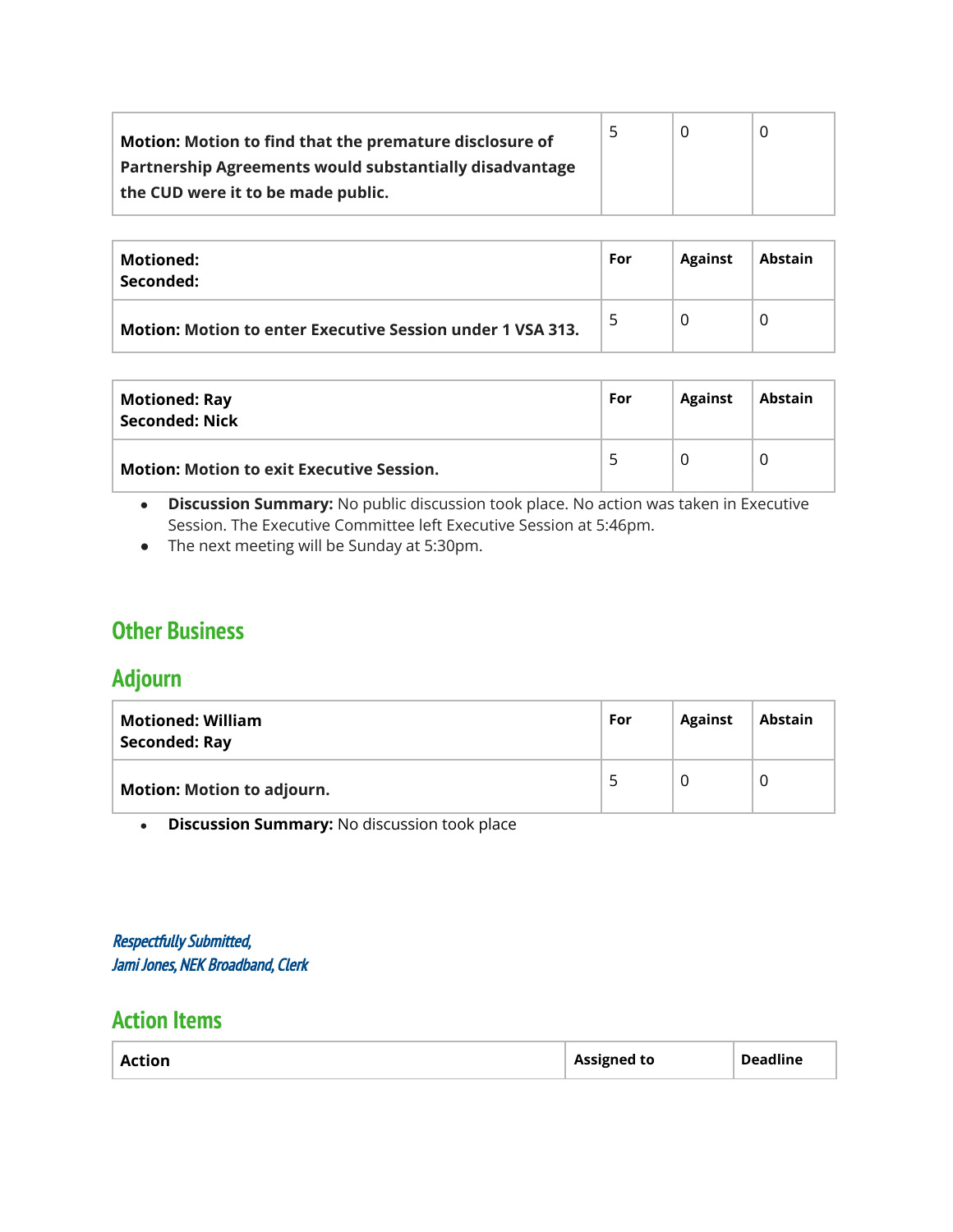| **Motion: Motion to find that the premature disclosure of Partnership Agreements would substantially disadvantage the CUD were it to be made public.** | 5 | 0 | 0 |
|---|---|---|---|

| **Motioned:**<br>**Seconded:** | **For** | **Against** | **Abstain** |
|---|---|---|---|
| **Motion: Motion to enter Executive Session under 1 VSA 313.** | 5 | 0 | 0 |

| **Motioned: Ray**<br>**Seconded: Nick** | **For** | **Against** | **Abstain** |
|---|---|---|---|
| **Motion: Motion to exit Executive Session.** | 5 | 0 | 0 |

- **Discussion Summary:** No public discussion took place. No action was taken in Executive Session. The Executive Committee left Executive Session at 5:46pm.
- The next meeting will be Sunday at 5:30pm.

## Other Business

## Adjourn

| **Motioned: William**<br>**Seconded: Ray** | **For** | **Against** | **Abstain** |
|---|---|---|---|
| **Motion: Motion to adjourn.** | 5 | 0 | 0 |

- **Discussion Summary:** No discussion took place

*Respectfully Submitted,*
*Jami Jones, NEK Broadband, Clerk*

## Action Items

| **Action** | **Assigned to** | **Deadline** |
|---|---|---|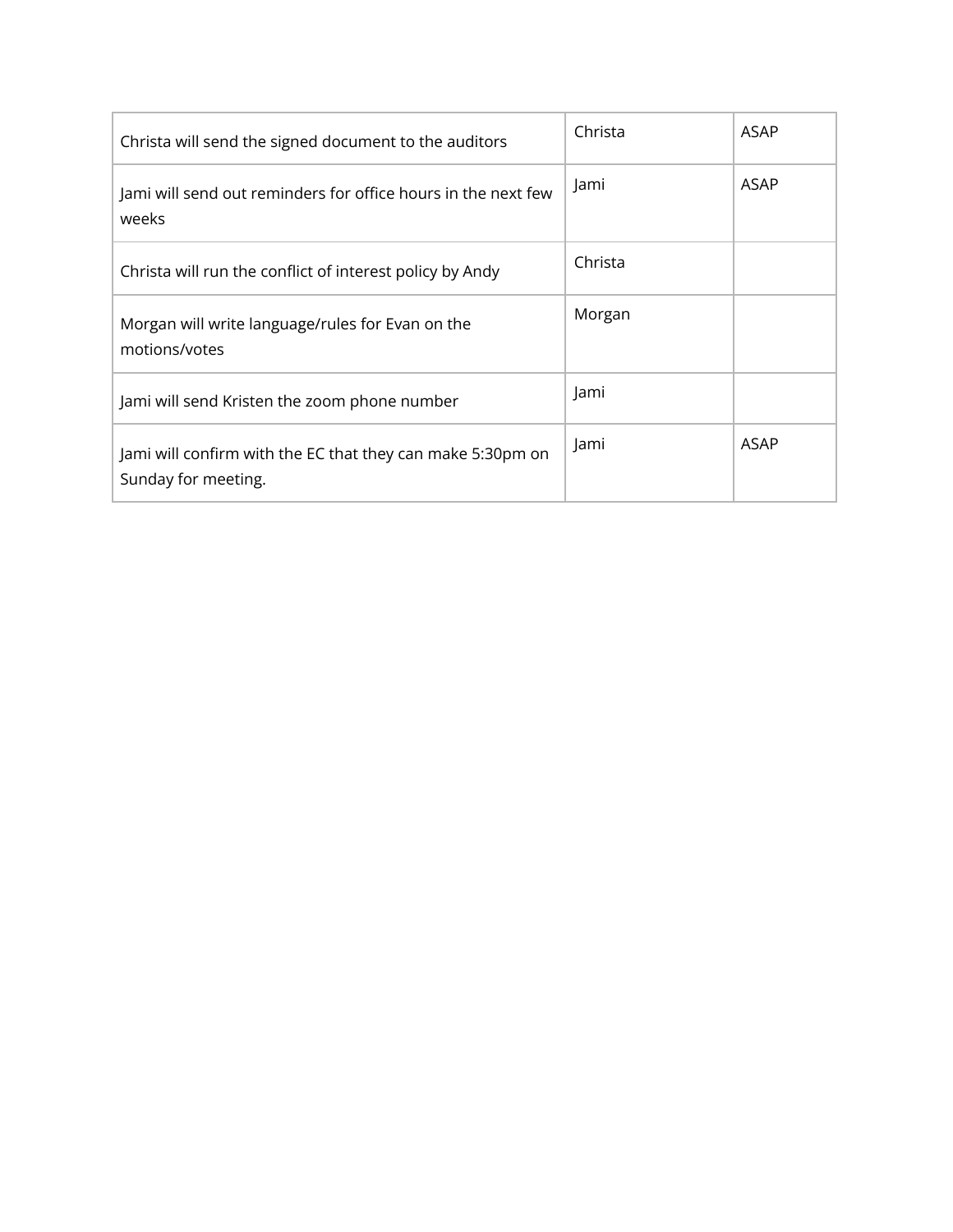| | | |
|---|---|---|
| Christa will send the signed document to the auditors | Christa | ASAP |
| Jami will send out reminders for office hours in the next few weeks | Jami | ASAP |
| Christa will run the conflict of interest policy by Andy | Christa | |
| Morgan will write language/rules for Evan on the motions/votes | Morgan | |
| Jami will send Kristen the zoom phone number | Jami | |
| Jami will confirm with the EC that they can make 5:30pm on Sunday for meeting. | Jami | ASAP |